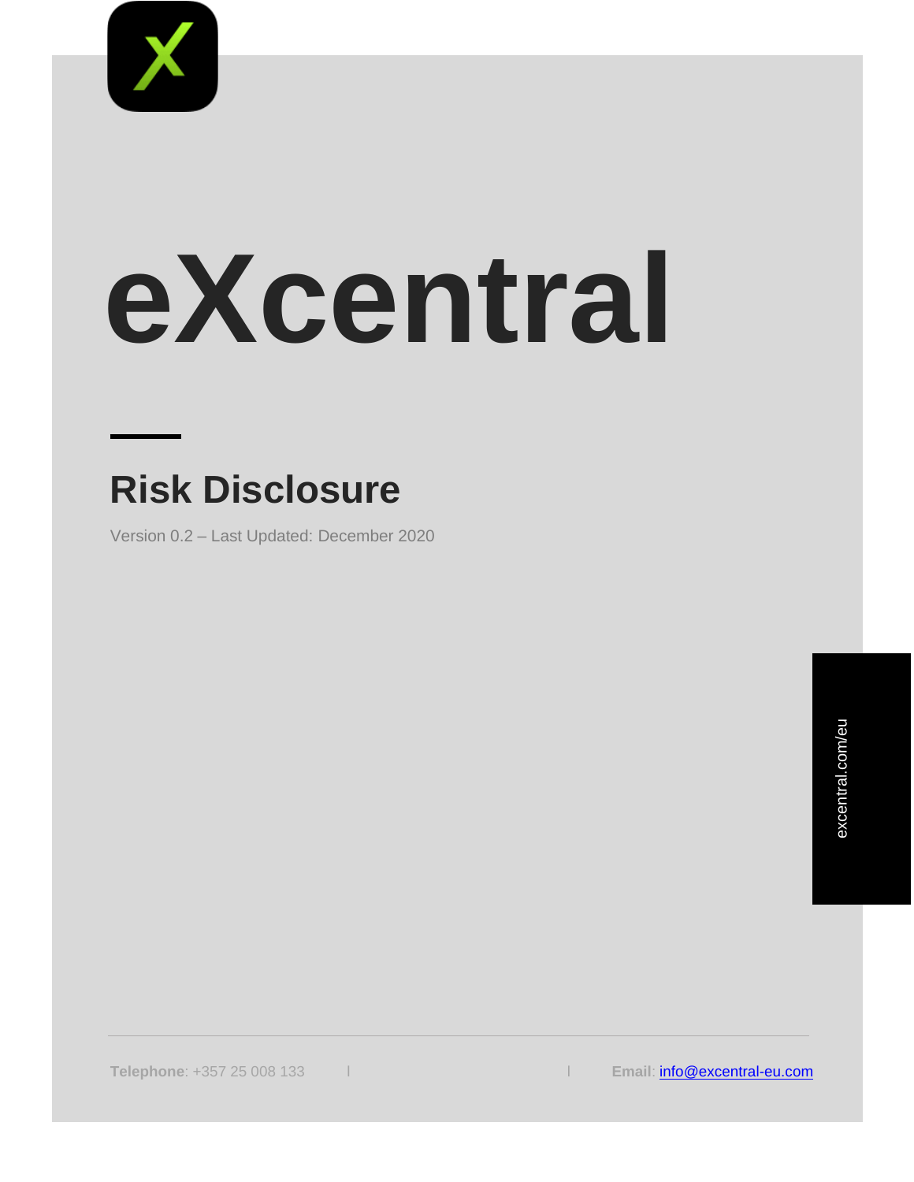# eXcentral

## Risk Disclosure

Version 0.2 – Last Updated: December 2020

excentral.com/eu

**Telephone**: +357 25 008 133 | | **Email**: info@excentral-eu.com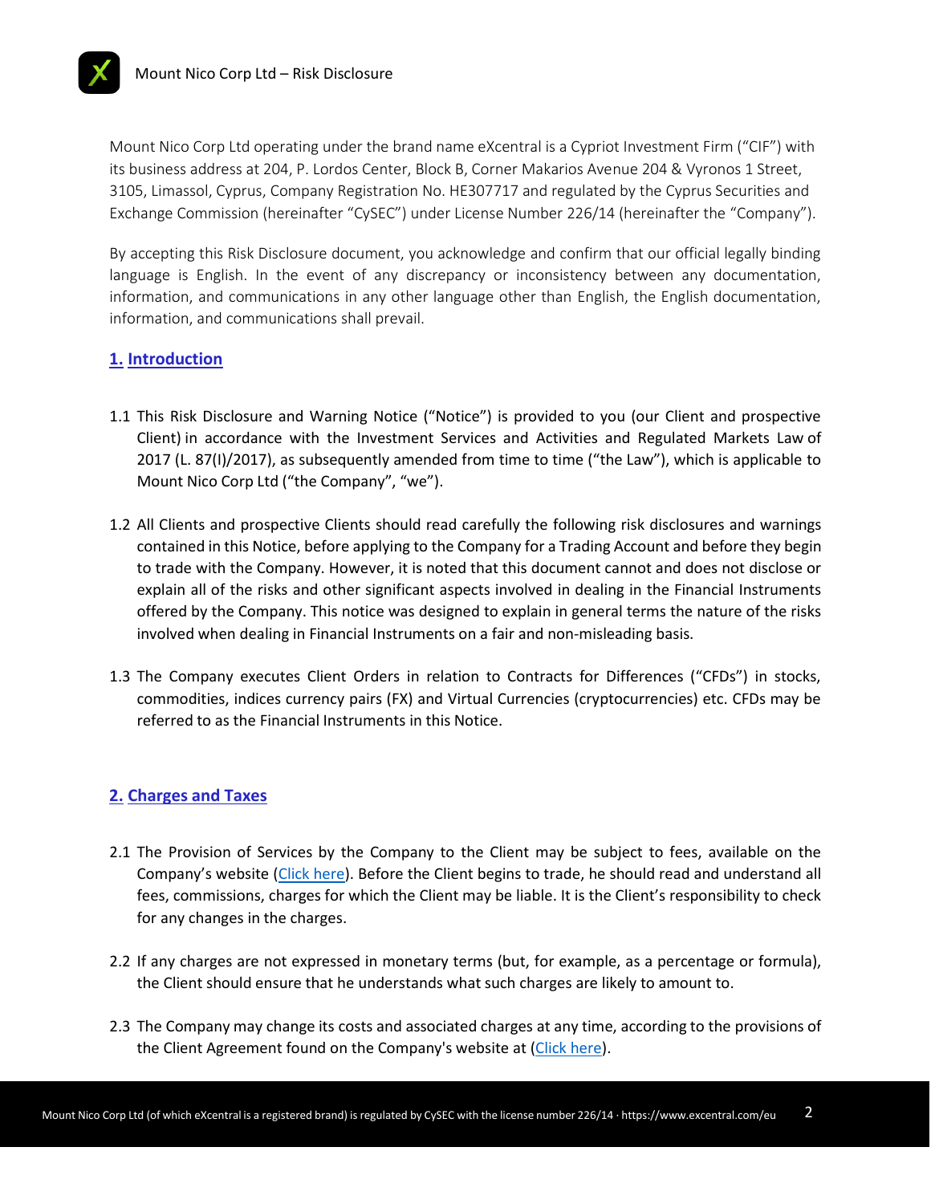Mount Nico Corp Ltd operating under the brand name eXcentral is a Cypriot Investment Firm ("CIF") with its business address at 204, P. Lordos Center, Block B, Corner Makarios Avenue 204 & Vyronos 1 Street, 3105, Limassol, Cyprus, Company Registration No. HE307717 and regulated by the Cyprus Securities and Exchange Commission (hereinafter "CySEC") under License Number 226/14 (hereinafter the "Company").

By accepting this Risk Disclosure document, you acknowledge and confirm that our official legally binding language is English. In the event of any discrepancy or inconsistency between any documentation, information, and communications in any other language other than English, the English documentation, information, and communications shall prevail.

## 1. Introduction

1.1 This Risk Disclosure and Warning Notice ("Notice") is provided to you (our Client and prospective Client) in accordance with the Investment Services and Activities and Regulated Markets Law of 2017 (L. 87(I)/2017), as subsequently amended from time to time ("the Law"), which is applicable to Mount Nico Corp Ltd ("the Company", "we").

1.2 All Clients and prospective Clients should read carefully the following risk disclosures and warnings contained in this Notice, before applying to the Company for a Trading Account and before they begin to trade with the Company. However, it is noted that this document cannot and does not disclose or explain all of the risks and other significant aspects involved in dealing in the Financial Instruments offered by the Company. This notice was designed to explain in general terms the nature of the risks involved when dealing in Financial Instruments on a fair and non-misleading basis.

1.3 The Company executes Client Orders in relation to Contracts for Differences ("CFDs") in stocks, commodities, indices currency pairs (FX) and Virtual Currencies (cryptocurrencies) etc. CFDs may be referred to as the Financial Instruments in this Notice.

## 2. Charges and Taxes

2.1 The Provision of Services by the Company to the Client may be subject to fees, available on the Company's website (Click here). Before the Client begins to trade, he should read and understand all fees, commissions, charges for which the Client may be liable. It is the Client's responsibility to check for any changes in the charges.

2.2 If any charges are not expressed in monetary terms (but, for example, as a percentage or formula), the Client should ensure that he understands what such charges are likely to amount to.

2.3 The Company may change its costs and associated charges at any time, according to the provisions of the Client Agreement found on the Company's website at (Click here).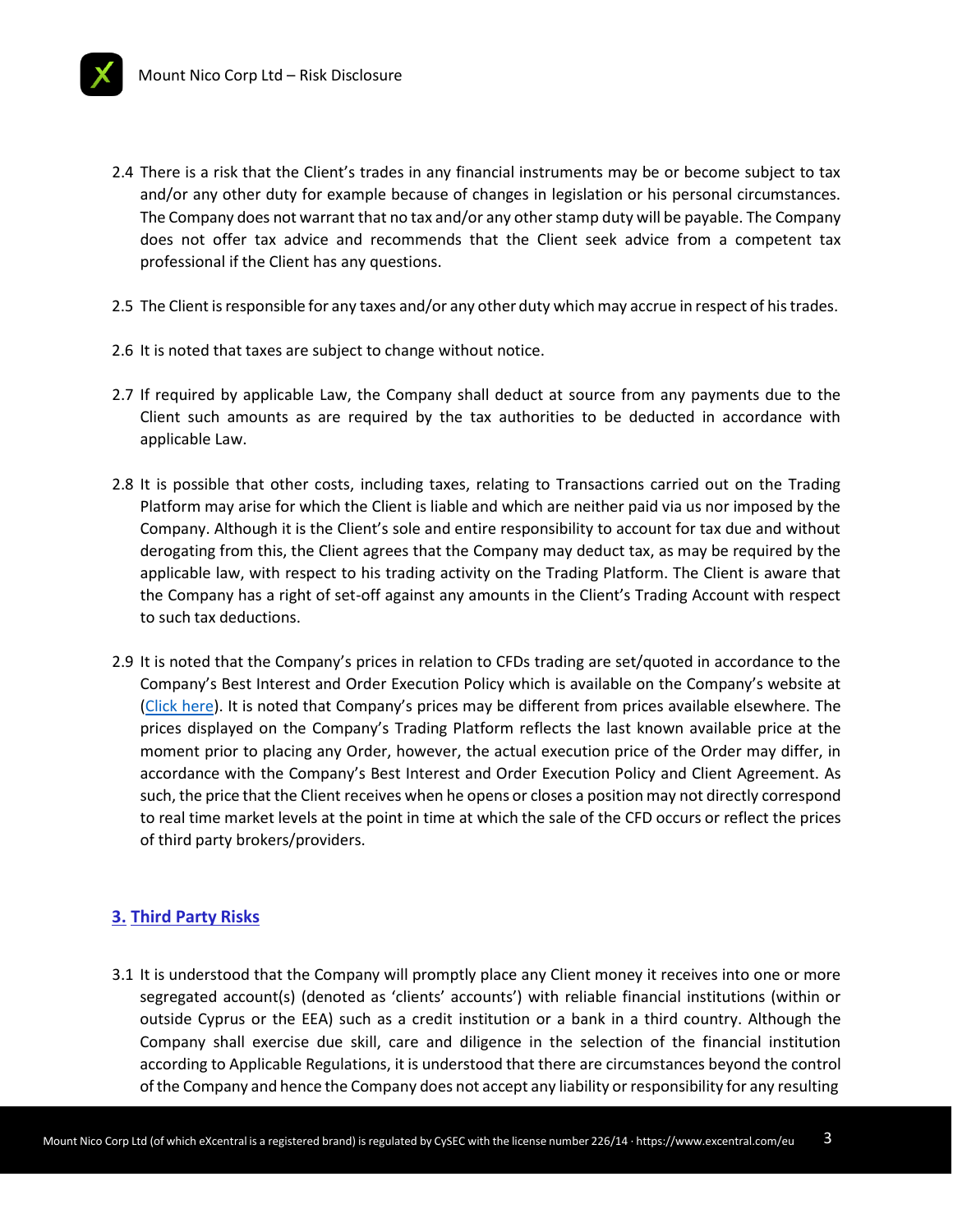2.4 There is a risk that the Client's trades in any financial instruments may be or become subject to tax and/or any other duty for example because of changes in legislation or his personal circumstances. The Company does not warrant that no tax and/or any other stamp duty will be payable. The Company does not offer tax advice and recommends that the Client seek advice from a competent tax professional if the Client has any questions.

2.5 The Client is responsible for any taxes and/or any other duty which may accrue in respect of his trades.

2.6 It is noted that taxes are subject to change without notice.

2.7 If required by applicable Law, the Company shall deduct at source from any payments due to the Client such amounts as are required by the tax authorities to be deducted in accordance with applicable Law.

2.8 It is possible that other costs, including taxes, relating to Transactions carried out on the Trading Platform may arise for which the Client is liable and which are neither paid via us nor imposed by the Company. Although it is the Client's sole and entire responsibility to account for tax due and without derogating from this, the Client agrees that the Company may deduct tax, as may be required by the applicable law, with respect to his trading activity on the Trading Platform. The Client is aware that the Company has a right of set-off against any amounts in the Client's Trading Account with respect to such tax deductions.

2.9 It is noted that the Company's prices in relation to CFDs trading are set/quoted in accordance to the Company's Best Interest and Order Execution Policy which is available on the Company's website at (Click here). It is noted that Company's prices may be different from prices available elsewhere. The prices displayed on the Company's Trading Platform reflects the last known available price at the moment prior to placing any Order, however, the actual execution price of the Order may differ, in accordance with the Company's Best Interest and Order Execution Policy and Client Agreement. As such, the price that the Client receives when he opens or closes a position may not directly correspond to real time market levels at the point in time at which the sale of the CFD occurs or reflect the prices of third party brokers/providers.

## 3. Third Party Risks

3.1 It is understood that the Company will promptly place any Client money it receives into one or more segregated account(s) (denoted as 'clients' accounts') with reliable financial institutions (within or outside Cyprus or the EEA) such as a credit institution or a bank in a third country. Although the Company shall exercise due skill, care and diligence in the selection of the financial institution according to Applicable Regulations, it is understood that there are circumstances beyond the control of the Company and hence the Company does not accept any liability or responsibility for any resulting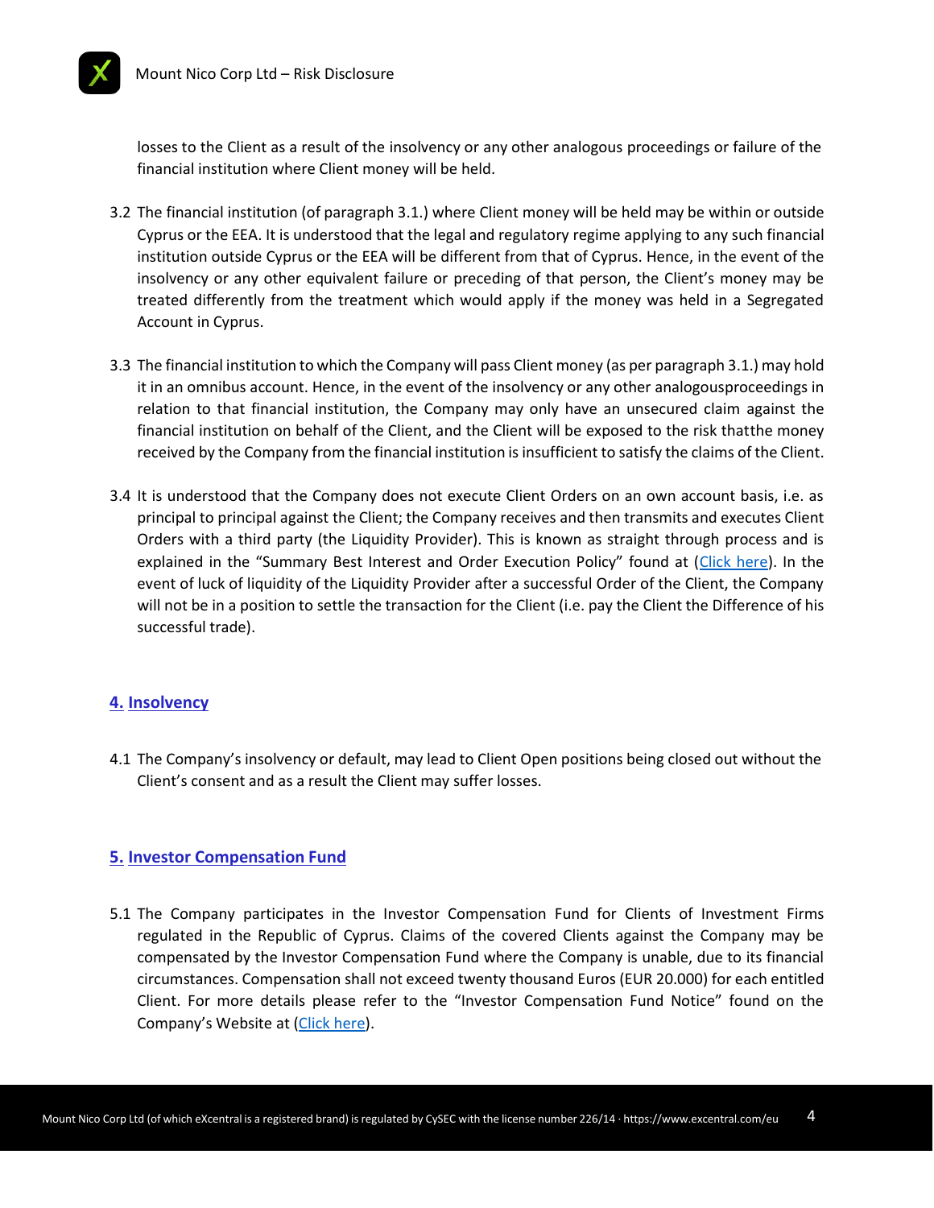losses to the Client as a result of the insolvency or any other analogous proceedings or failure of the financial institution where Client money will be held.

3.2 The financial institution (of paragraph 3.1.) where Client money will be held may be within or outside Cyprus or the EEA. It is understood that the legal and regulatory regime applying to any such financial institution outside Cyprus or the EEA will be different from that of Cyprus. Hence, in the event of the insolvency or any other equivalent failure or preceding of that person, the Client's money may be treated differently from the treatment which would apply if the money was held in a Segregated Account in Cyprus.

3.3 The financial institution to which the Company will pass Client money (as per paragraph 3.1.) may hold it in an omnibus account. Hence, in the event of the insolvency or any other analogousproceedings in relation to that financial institution, the Company may only have an unsecured claim against the financial institution on behalf of the Client, and the Client will be exposed to the risk thatthe money received by the Company from the financial institution is insufficient to satisfy the claims of the Client.

3.4 It is understood that the Company does not execute Client Orders on an own account basis, i.e. as principal to principal against the Client; the Company receives and then transmits and executes Client Orders with a third party (the Liquidity Provider). This is known as straight through process and is explained in the "Summary Best Interest and Order Execution Policy" found at (Click here). In the event of luck of liquidity of the Liquidity Provider after a successful Order of the Client, the Company will not be in a position to settle the transaction for the Client (i.e. pay the Client the Difference of his successful trade).

## 4. Insolvency

4.1 The Company's insolvency or default, may lead to Client Open positions being closed out without the Client's consent and as a result the Client may suffer losses.

## 5. Investor Compensation Fund

5.1 The Company participates in the Investor Compensation Fund for Clients of Investment Firms regulated in the Republic of Cyprus. Claims of the covered Clients against the Company may be compensated by the Investor Compensation Fund where the Company is unable, due to its financial circumstances. Compensation shall not exceed twenty thousand Euros (EUR 20.000) for each entitled Client. For more details please refer to the "Investor Compensation Fund Notice" found on the Company's Website at (Click here).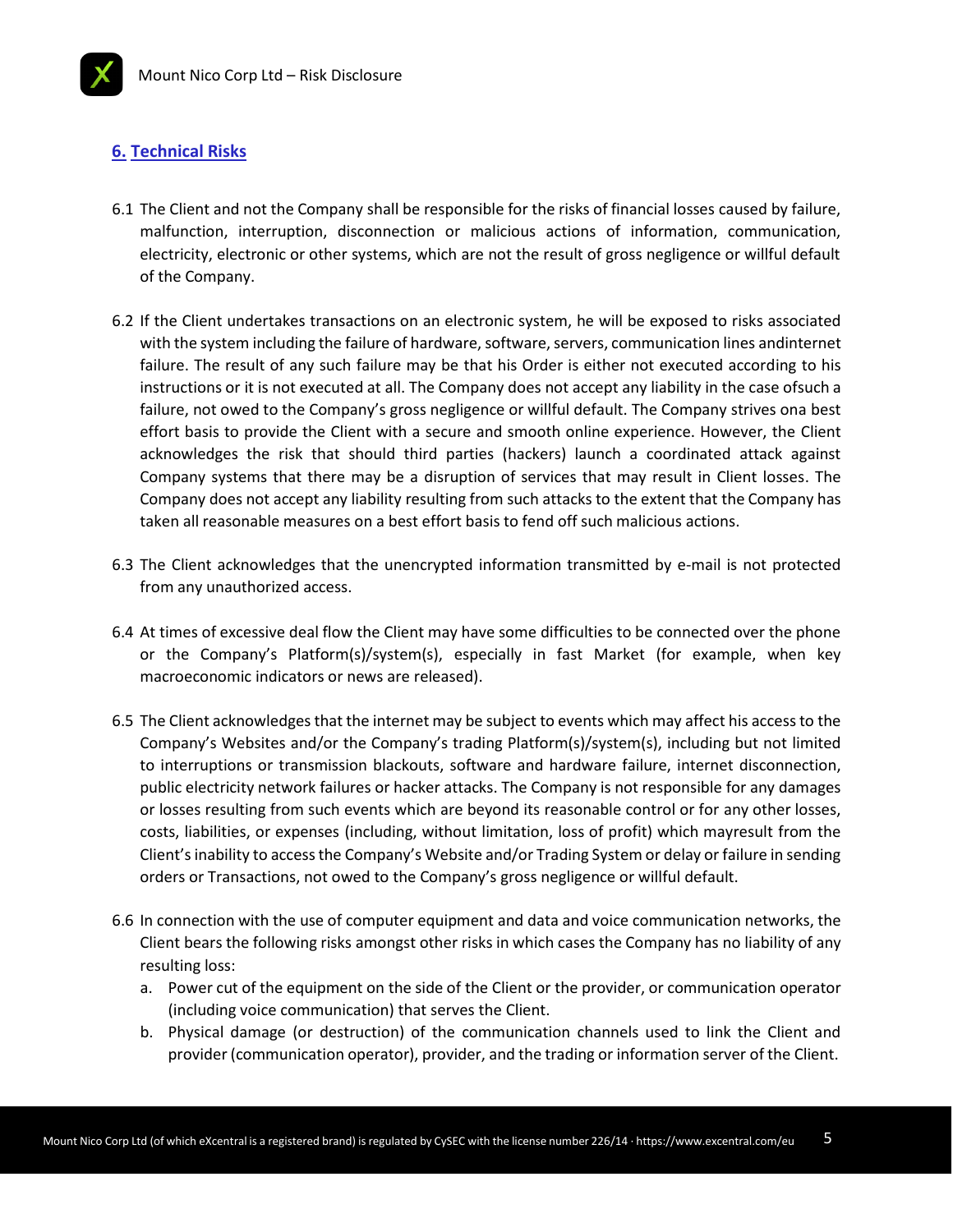## 6. Technical Risks

6.1 The Client and not the Company shall be responsible for the risks of financial losses caused by failure, malfunction, interruption, disconnection or malicious actions of information, communication, electricity, electronic or other systems, which are not the result of gross negligence or willful default of the Company.

6.2 If the Client undertakes transactions on an electronic system, he will be exposed to risks associated with the system including the failure of hardware, software, servers, communication lines andinternet failure. The result of any such failure may be that his Order is either not executed according to his instructions or it is not executed at all. The Company does not accept any liability in the case ofsuch a failure, not owed to the Company's gross negligence or willful default. The Company strives ona best effort basis to provide the Client with a secure and smooth online experience. However, the Client acknowledges the risk that should third parties (hackers) launch a coordinated attack against Company systems that there may be a disruption of services that may result in Client losses. The Company does not accept any liability resulting from such attacks to the extent that the Company has taken all reasonable measures on a best effort basis to fend off such malicious actions.

6.3 The Client acknowledges that the unencrypted information transmitted by e-mail is not protected from any unauthorized access.

6.4 At times of excessive deal flow the Client may have some difficulties to be connected over the phone or the Company's Platform(s)/system(s), especially in fast Market (for example, when key macroeconomic indicators or news are released).

6.5 The Client acknowledges that the internet may be subject to events which may affect his access to the Company's Websites and/or the Company's trading Platform(s)/system(s), including but not limited to interruptions or transmission blackouts, software and hardware failure, internet disconnection, public electricity network failures or hacker attacks. The Company is not responsible for any damages or losses resulting from such events which are beyond its reasonable control or for any other losses, costs, liabilities, or expenses (including, without limitation, loss of profit) which mayresult from the Client's inability to access the Company's Website and/or Trading System or delay or failure in sending orders or Transactions, not owed to the Company's gross negligence or willful default.

6.6 In connection with the use of computer equipment and data and voice communication networks, the Client bears the following risks amongst other risks in which cases the Company has no liability of any resulting loss:

a. Power cut of the equipment on the side of the Client or the provider, or communication operator (including voice communication) that serves the Client.
b. Physical damage (or destruction) of the communication channels used to link the Client and provider (communication operator), provider, and the trading or information server of the Client.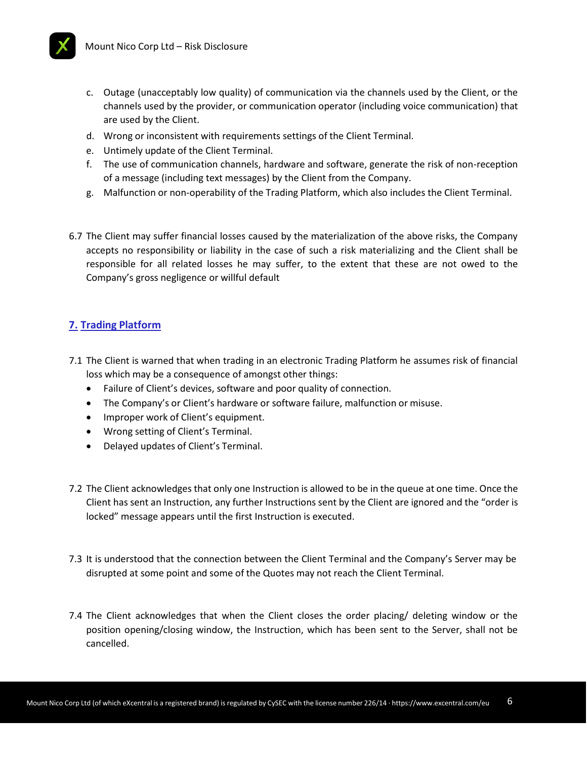c. Outage (unacceptably low quality) of communication via the channels used by the Client, or the channels used by the provider, or communication operator (including voice communication) that are used by the Client.
d. Wrong or inconsistent with requirements settings of the Client Terminal.
e. Untimely update of the Client Terminal.
f. The use of communication channels, hardware and software, generate the risk of non-reception of a message (including text messages) by the Client from the Company.
g. Malfunction or non-operability of the Trading Platform, which also includes the Client Terminal.

6.7 The Client may suffer financial losses caused by the materialization of the above risks, the Company accepts no responsibility or liability in the case of such a risk materializing and the Client shall be responsible for all related losses he may suffer, to the extent that these are not owed to the Company's gross negligence or willful default

## 7. Trading Platform

7.1 The Client is warned that when trading in an electronic Trading Platform he assumes risk of financial loss which may be a consequence of amongst other things:

- Failure of Client's devices, software and poor quality of connection.
- The Company's or Client's hardware or software failure, malfunction or misuse.
- Improper work of Client's equipment.
- Wrong setting of Client's Terminal.
- Delayed updates of Client's Terminal.

7.2 The Client acknowledges that only one Instruction is allowed to be in the queue at one time. Once the Client has sent an Instruction, any further Instructions sent by the Client are ignored and the "order is locked" message appears until the first Instruction is executed.

7.3 It is understood that the connection between the Client Terminal and the Company's Server may be disrupted at some point and some of the Quotes may not reach the Client Terminal.

7.4 The Client acknowledges that when the Client closes the order placing/ deleting window or the position opening/closing window, the Instruction, which has been sent to the Server, shall not be cancelled.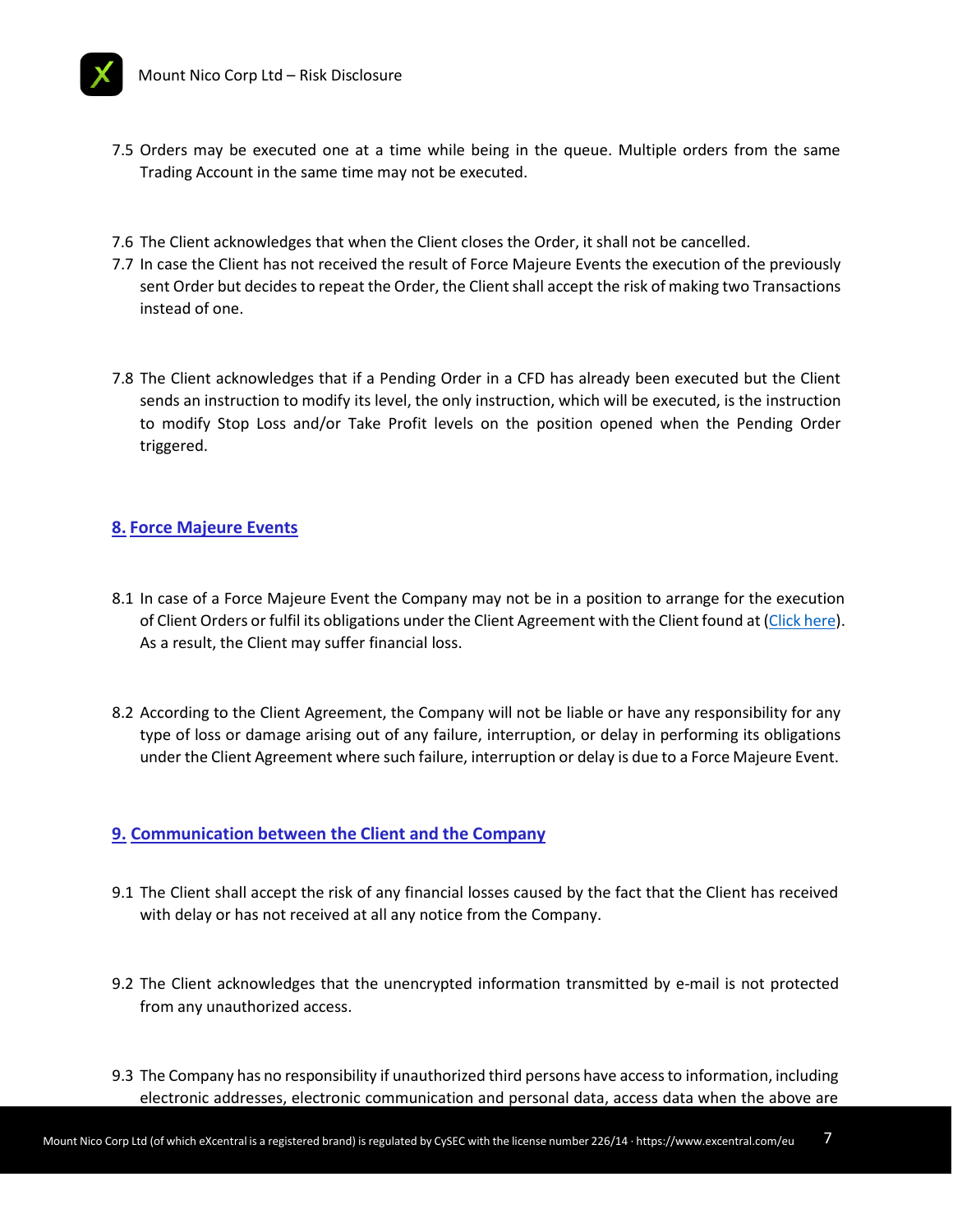7.5 Orders may be executed one at a time while being in the queue. Multiple orders from the same Trading Account in the same time may not be executed.

7.6 The Client acknowledges that when the Client closes the Order, it shall not be cancelled.

7.7 In case the Client has not received the result of Force Majeure Events the execution of the previously sent Order but decides to repeat the Order, the Client shall accept the risk of making two Transactions instead of one.

7.8 The Client acknowledges that if a Pending Order in a CFD has already been executed but the Client sends an instruction to modify its level, the only instruction, which will be executed, is the instruction to modify Stop Loss and/or Take Profit levels on the position opened when the Pending Order triggered.

## 8. Force Majeure Events

8.1 In case of a Force Majeure Event the Company may not be in a position to arrange for the execution of Client Orders or fulfil its obligations under the Client Agreement with the Client found at (Click here). As a result, the Client may suffer financial loss.

8.2 According to the Client Agreement, the Company will not be liable or have any responsibility for any type of loss or damage arising out of any failure, interruption, or delay in performing its obligations under the Client Agreement where such failure, interruption or delay is due to a Force Majeure Event.

## 9. Communication between the Client and the Company

9.1 The Client shall accept the risk of any financial losses caused by the fact that the Client has received with delay or has not received at all any notice from the Company.

9.2 The Client acknowledges that the unencrypted information transmitted by e-mail is not protected from any unauthorized access.

9.3 The Company has no responsibility if unauthorized third persons have access to information, including electronic addresses, electronic communication and personal data, access data when the above are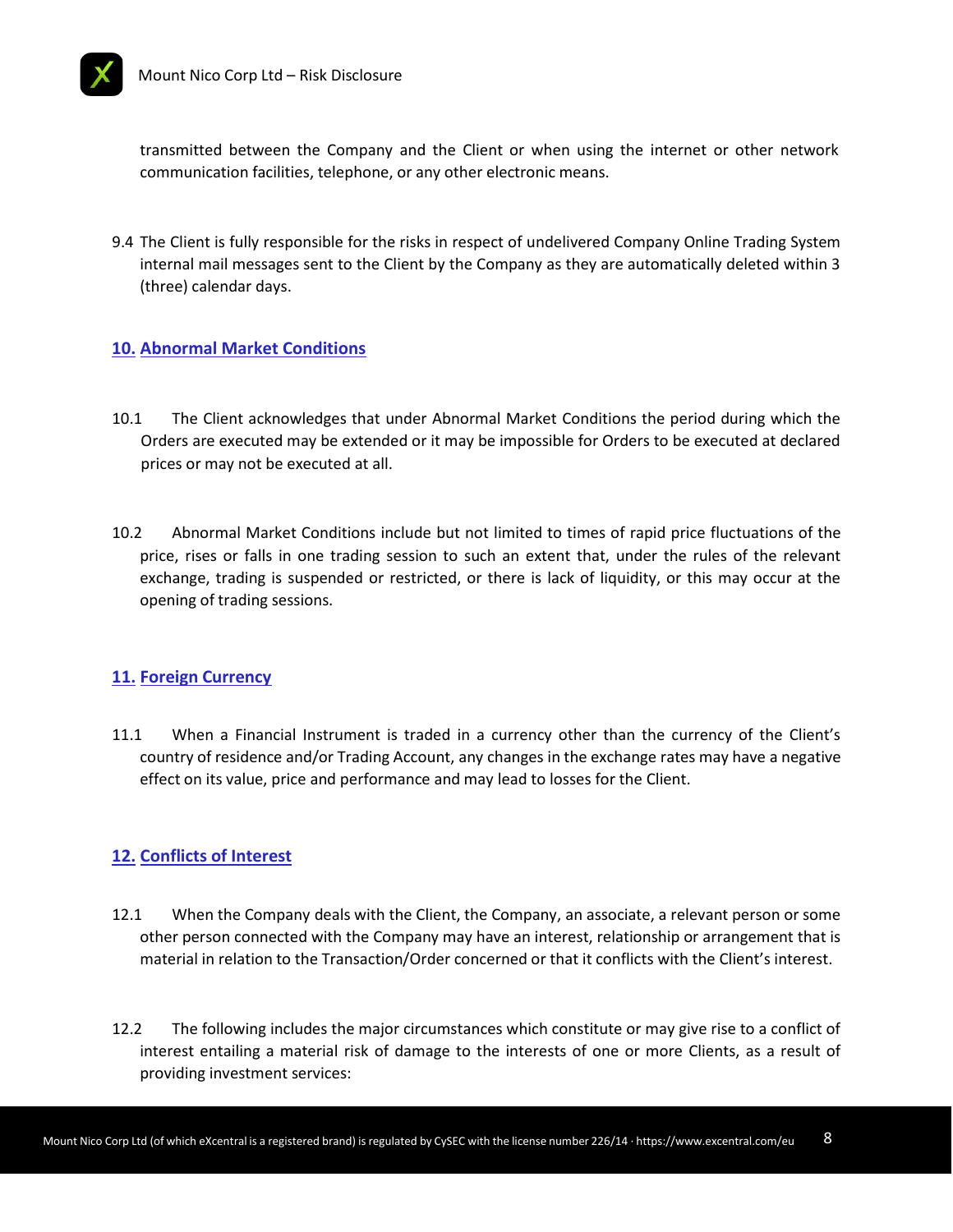transmitted between the Company and the Client or when using the internet or other network communication facilities, telephone, or any other electronic means.

9.4 The Client is fully responsible for the risks in respect of undelivered Company Online Trading System internal mail messages sent to the Client by the Company as they are automatically deleted within 3 (three) calendar days.

## 10. Abnormal Market Conditions

10.1 The Client acknowledges that under Abnormal Market Conditions the period during which the Orders are executed may be extended or it may be impossible for Orders to be executed at declared prices or may not be executed at all.

10.2 Abnormal Market Conditions include but not limited to times of rapid price fluctuations of the price, rises or falls in one trading session to such an extent that, under the rules of the relevant exchange, trading is suspended or restricted, or there is lack of liquidity, or this may occur at the opening of trading sessions.

## 11. Foreign Currency

11.1 When a Financial Instrument is traded in a currency other than the currency of the Client's country of residence and/or Trading Account, any changes in the exchange rates may have a negative effect on its value, price and performance and may lead to losses for the Client.

## 12. Conflicts of Interest

12.1 When the Company deals with the Client, the Company, an associate, a relevant person or some other person connected with the Company may have an interest, relationship or arrangement that is material in relation to the Transaction/Order concerned or that it conflicts with the Client's interest.

12.2 The following includes the major circumstances which constitute or may give rise to a conflict of interest entailing a material risk of damage to the interests of one or more Clients, as a result of providing investment services: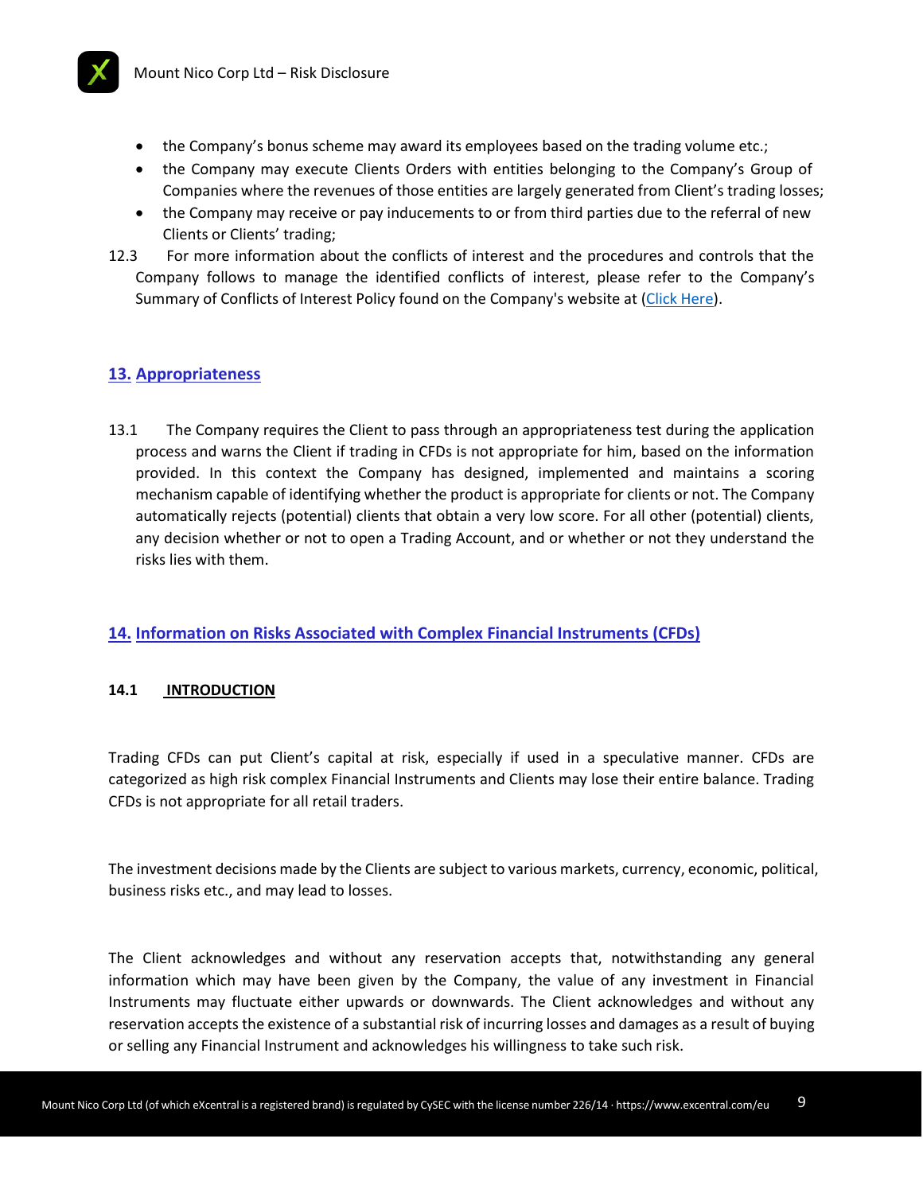- the Company's bonus scheme may award its employees based on the trading volume etc.;
- the Company may execute Clients Orders with entities belonging to the Company's Group of Companies where the revenues of those entities are largely generated from Client's trading losses;
- the Company may receive or pay inducements to or from third parties due to the referral of new Clients or Clients' trading;

12.3 For more information about the conflicts of interest and the procedures and controls that the Company follows to manage the identified conflicts of interest, please refer to the Company's Summary of Conflicts of Interest Policy found on the Company's website at (Click Here).

## 13. Appropriateness

13.1 The Company requires the Client to pass through an appropriateness test during the application process and warns the Client if trading in CFDs is not appropriate for him, based on the information provided. In this context the Company has designed, implemented and maintains a scoring mechanism capable of identifying whether the product is appropriate for clients or not. The Company automatically rejects (potential) clients that obtain a very low score. For all other (potential) clients, any decision whether or not to open a Trading Account, and or whether or not they understand the risks lies with them.

## 14. Information on Risks Associated with Complex Financial Instruments (CFDs)

### 14.1 INTRODUCTION

Trading CFDs can put Client's capital at risk, especially if used in a speculative manner. CFDs are categorized as high risk complex Financial Instruments and Clients may lose their entire balance. Trading CFDs is not appropriate for all retail traders.

The investment decisions made by the Clients are subject to various markets, currency, economic, political, business risks etc., and may lead to losses.

The Client acknowledges and without any reservation accepts that, notwithstanding any general information which may have been given by the Company, the value of any investment in Financial Instruments may fluctuate either upwards or downwards. The Client acknowledges and without any reservation accepts the existence of a substantial risk of incurring losses and damages as a result of buying or selling any Financial Instrument and acknowledges his willingness to take such risk.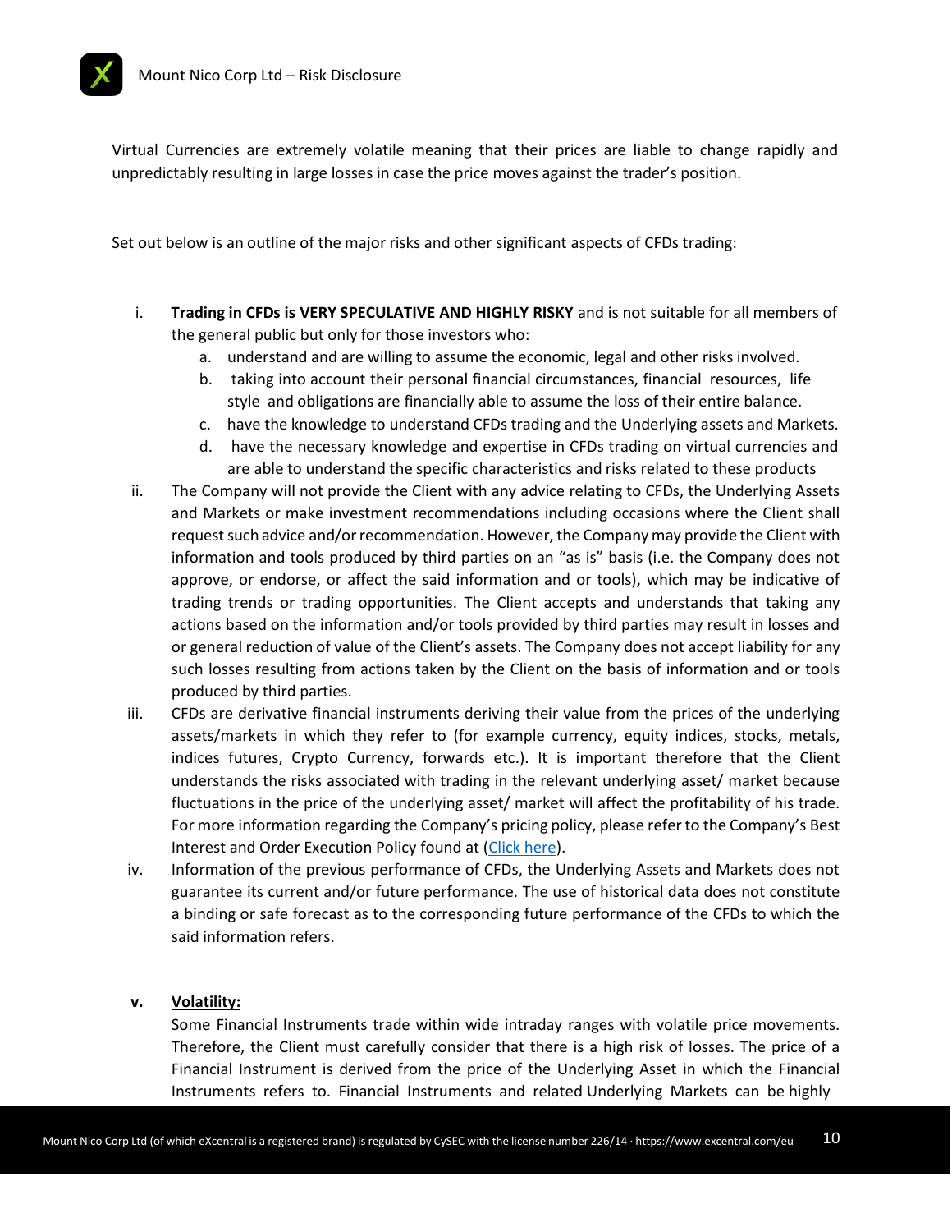Virtual Currencies are extremely volatile meaning that their prices are liable to change rapidly and unpredictably resulting in large losses in case the price moves against the trader's position.

Set out below is an outline of the major risks and other significant aspects of CFDs trading:

i. **Trading in CFDs is VERY SPECULATIVE AND HIGHLY RISKY** and is not suitable for all members of the general public but only for those investors who:
   a. understand and are willing to assume the economic, legal and other risks involved.
   b. taking into account their personal financial circumstances, financial resources, life style and obligations are financially able to assume the loss of their entire balance.
   c. have the knowledge to understand CFDs trading and the Underlying assets and Markets.
   d. have the necessary knowledge and expertise in CFDs trading on virtual currencies and are able to understand the specific characteristics and risks related to these products

ii. The Company will not provide the Client with any advice relating to CFDs, the Underlying Assets and Markets or make investment recommendations including occasions where the Client shall request such advice and/or recommendation. However, the Company may provide the Client with information and tools produced by third parties on an "as is" basis (i.e. the Company does not approve, or endorse, or affect the said information and or tools), which may be indicative of trading trends or trading opportunities. The Client accepts and understands that taking any actions based on the information and/or tools provided by third parties may result in losses and or general reduction of value of the Client's assets. The Company does not accept liability for any such losses resulting from actions taken by the Client on the basis of information and or tools produced by third parties.

iii. CFDs are derivative financial instruments deriving their value from the prices of the underlying assets/markets in which they refer to (for example currency, equity indices, stocks, metals, indices futures, Crypto Currency, forwards etc.). It is important therefore that the Client understands the risks associated with trading in the relevant underlying asset/ market because fluctuations in the price of the underlying asset/ market will affect the profitability of his trade. For more information regarding the Company's pricing policy, please refer to the Company's Best Interest and Order Execution Policy found at (Click here).

iv. Information of the previous performance of CFDs, the Underlying Assets and Markets does not guarantee its current and/or future performance. The use of historical data does not constitute a binding or safe forecast as to the corresponding future performance of the CFDs to which the said information refers.

**v. <u>Volatility:</u>**

Some Financial Instruments trade within wide intraday ranges with volatile price movements. Therefore, the Client must carefully consider that there is a high risk of losses. The price of a Financial Instrument is derived from the price of the Underlying Asset in which the Financial Instruments refers to. Financial Instruments and related Underlying Markets can be highly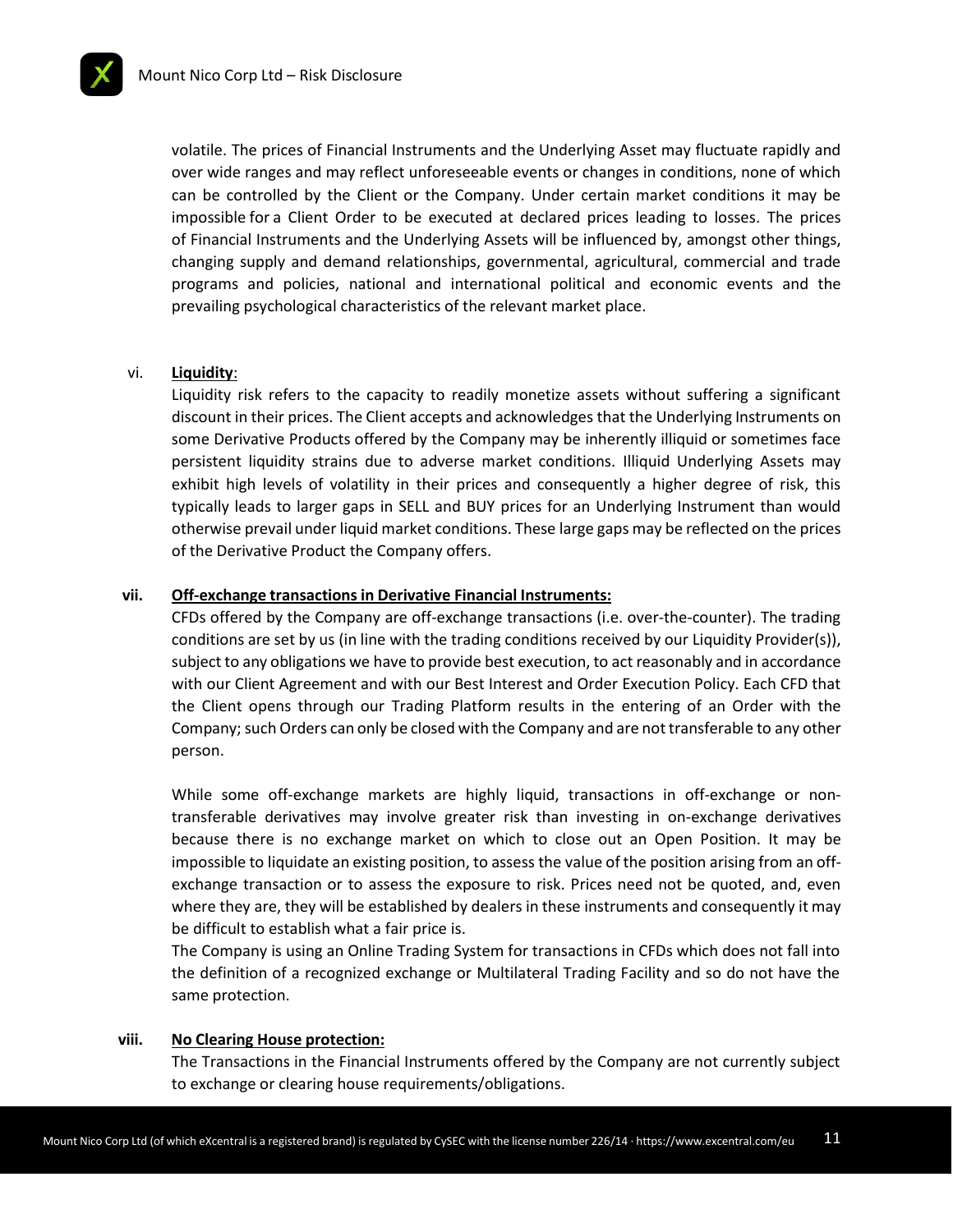volatile. The prices of Financial Instruments and the Underlying Asset may fluctuate rapidly and over wide ranges and may reflect unforeseeable events or changes in conditions, none of which can be controlled by the Client or the Company. Under certain market conditions it may be impossible for a Client Order to be executed at declared prices leading to losses. The prices of Financial Instruments and the Underlying Assets will be influenced by, amongst other things, changing supply and demand relationships, governmental, agricultural, commercial and trade programs and policies, national and international political and economic events and the prevailing psychological characteristics of the relevant market place.

vi. **Liquidity**:

Liquidity risk refers to the capacity to readily monetize assets without suffering a significant discount in their prices. The Client accepts and acknowledges that the Underlying Instruments on some Derivative Products offered by the Company may be inherently illiquid or sometimes face persistent liquidity strains due to adverse market conditions. Illiquid Underlying Assets may exhibit high levels of volatility in their prices and consequently a higher degree of risk, this typically leads to larger gaps in SELL and BUY prices for an Underlying Instrument than would otherwise prevail under liquid market conditions. These large gaps may be reflected on the prices of the Derivative Product the Company offers.

**vii. Off-exchange transactions in Derivative Financial Instruments:**

CFDs offered by the Company are off-exchange transactions (i.e. over-the-counter). The trading conditions are set by us (in line with the trading conditions received by our Liquidity Provider(s)), subject to any obligations we have to provide best execution, to act reasonably and in accordance with our Client Agreement and with our Best Interest and Order Execution Policy. Each CFD that the Client opens through our Trading Platform results in the entering of an Order with the Company; such Orders can only be closed with the Company and are not transferable to any other person.

While some off-exchange markets are highly liquid, transactions in off-exchange or non-transferable derivatives may involve greater risk than investing in on-exchange derivatives because there is no exchange market on which to close out an Open Position. It may be impossible to liquidate an existing position, to assess the value of the position arising from an off-exchange transaction or to assess the exposure to risk. Prices need not be quoted, and, even where they are, they will be established by dealers in these instruments and consequently it may be difficult to establish what a fair price is.

The Company is using an Online Trading System for transactions in CFDs which does not fall into the definition of a recognized exchange or Multilateral Trading Facility and so do not have the same protection.

**viii. No Clearing House protection:**

The Transactions in the Financial Instruments offered by the Company are not currently subject to exchange or clearing house requirements/obligations.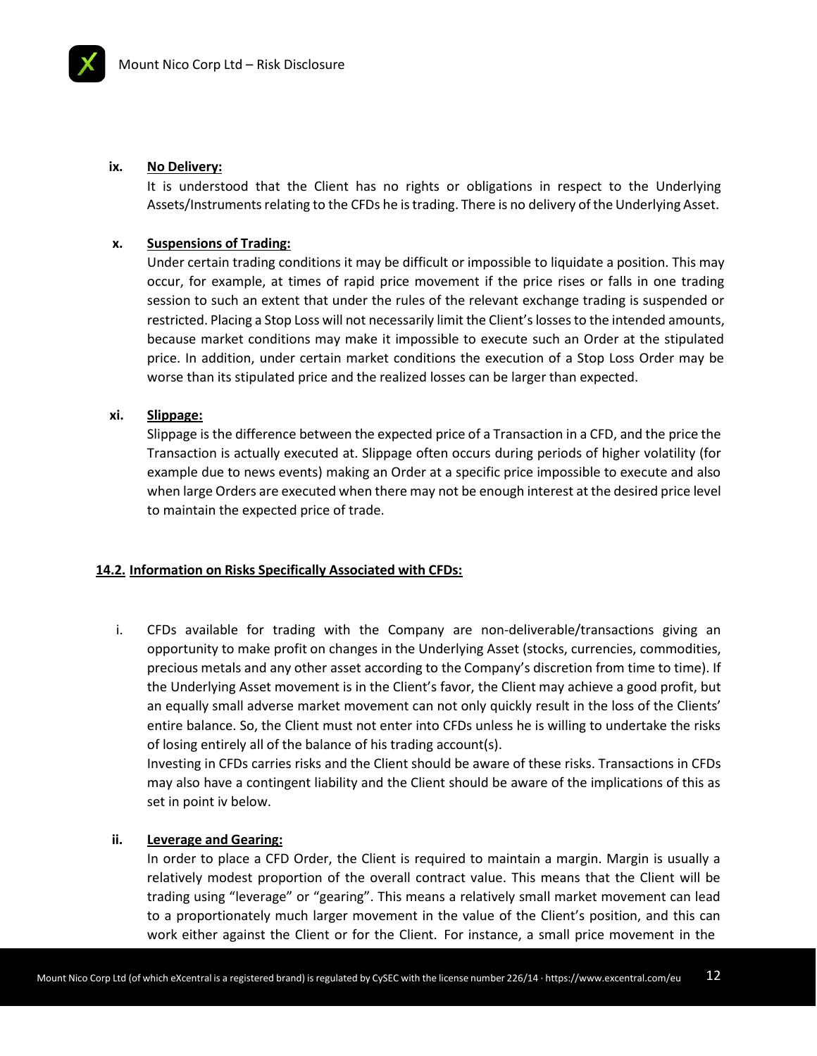**ix. No Delivery:**

It is understood that the Client has no rights or obligations in respect to the Underlying Assets/Instruments relating to the CFDs he is trading. There is no delivery of the Underlying Asset.

**x. Suspensions of Trading:**

Under certain trading conditions it may be difficult or impossible to liquidate a position. This may occur, for example, at times of rapid price movement if the price rises or falls in one trading session to such an extent that under the rules of the relevant exchange trading is suspended or restricted. Placing a Stop Loss will not necessarily limit the Client's losses to the intended amounts, because market conditions may make it impossible to execute such an Order at the stipulated price. In addition, under certain market conditions the execution of a Stop Loss Order may be worse than its stipulated price and the realized losses can be larger than expected.

**xi. Slippage:**

Slippage is the difference between the expected price of a Transaction in a CFD, and the price the Transaction is actually executed at. Slippage often occurs during periods of higher volatility (for example due to news events) making an Order at a specific price impossible to execute and also when large Orders are executed when there may not be enough interest at the desired price level to maintain the expected price of trade.

## 14.2. Information on Risks Specifically Associated with CFDs:

i. CFDs available for trading with the Company are non-deliverable/transactions giving an opportunity to make profit on changes in the Underlying Asset (stocks, currencies, commodities, precious metals and any other asset according to the Company's discretion from time to time). If the Underlying Asset movement is in the Client's favor, the Client may achieve a good profit, but an equally small adverse market movement can not only quickly result in the loss of the Clients' entire balance. So, the Client must not enter into CFDs unless he is willing to undertake the risks of losing entirely all of the balance of his trading account(s).

Investing in CFDs carries risks and the Client should be aware of these risks. Transactions in CFDs may also have a contingent liability and the Client should be aware of the implications of this as set in point iv below.

**ii. Leverage and Gearing:**

In order to place a CFD Order, the Client is required to maintain a margin. Margin is usually a relatively modest proportion of the overall contract value. This means that the Client will be trading using "leverage" or "gearing". This means a relatively small market movement can lead to a proportionately much larger movement in the value of the Client's position, and this can work either against the Client or for the Client. For instance, a small price movement in the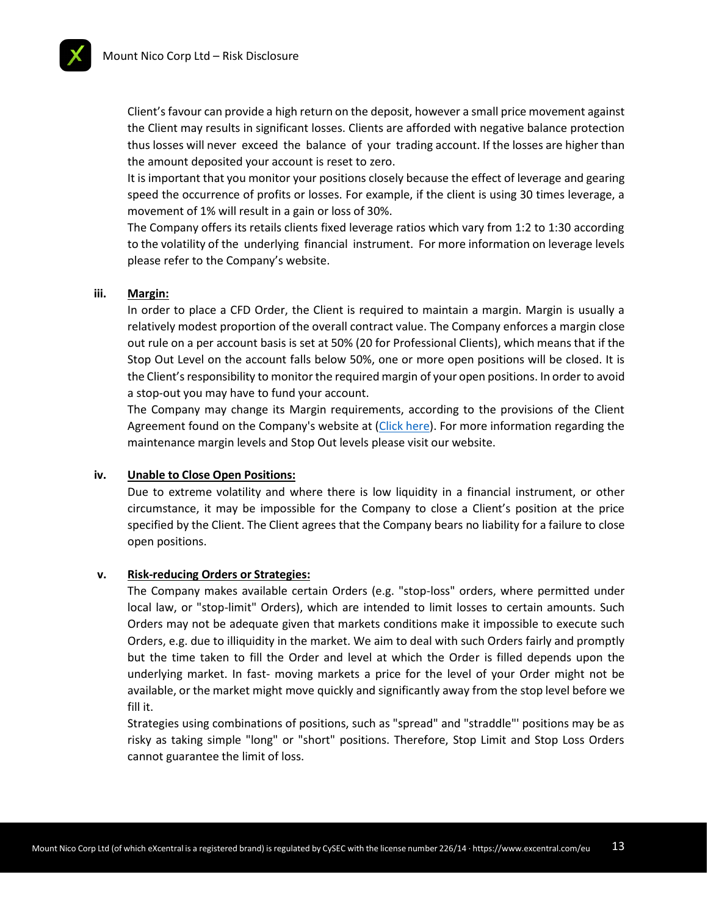Client's favour can provide a high return on the deposit, however a small price movement against the Client may results in significant losses. Clients are afforded with negative balance protection thus losses will never exceed the balance of your trading account. If the losses are higher than the amount deposited your account is reset to zero.

It is important that you monitor your positions closely because the effect of leverage and gearing speed the occurrence of profits or losses. For example, if the client is using 30 times leverage, a movement of 1% will result in a gain or loss of 30%.

The Company offers its retails clients fixed leverage ratios which vary from 1:2 to 1:30 according to the volatility of the underlying financial instrument. For more information on leverage levels please refer to the Company's website.

**iii. Margin:**

In order to place a CFD Order, the Client is required to maintain a margin. Margin is usually a relatively modest proportion of the overall contract value. The Company enforces a margin close out rule on a per account basis is set at 50% (20 for Professional Clients), which means that if the Stop Out Level on the account falls below 50%, one or more open positions will be closed. It is the Client's responsibility to monitor the required margin of your open positions. In order to avoid a stop-out you may have to fund your account.

The Company may change its Margin requirements, according to the provisions of the Client Agreement found on the Company's website at (Click here). For more information regarding the maintenance margin levels and Stop Out levels please visit our website.

**iv. Unable to Close Open Positions:**

Due to extreme volatility and where there is low liquidity in a financial instrument, or other circumstance, it may be impossible for the Company to close a Client's position at the price specified by the Client. The Client agrees that the Company bears no liability for a failure to close open positions.

**v. Risk-reducing Orders or Strategies:**

The Company makes available certain Orders (e.g. "stop-loss" orders, where permitted under local law, or "stop-limit" Orders), which are intended to limit losses to certain amounts. Such Orders may not be adequate given that markets conditions make it impossible to execute such Orders, e.g. due to illiquidity in the market. We aim to deal with such Orders fairly and promptly but the time taken to fill the Order and level at which the Order is filled depends upon the underlying market. In fast- moving markets a price for the level of your Order might not be available, or the market might move quickly and significantly away from the stop level before we fill it.

Strategies using combinations of positions, such as "spread" and "straddle"' positions may be as risky as taking simple "long" or "short" positions. Therefore, Stop Limit and Stop Loss Orders cannot guarantee the limit of loss.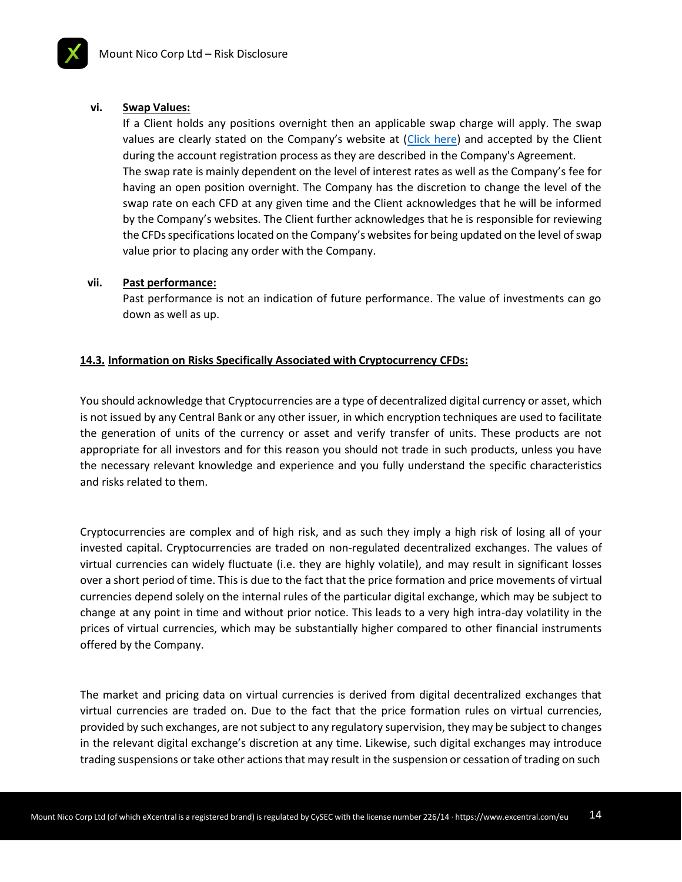**vi. Swap Values:**

If a Client holds any positions overnight then an applicable swap charge will apply. The swap values are clearly stated on the Company's website at (Click here) and accepted by the Client during the account registration process as they are described in the Company's Agreement.

The swap rate is mainly dependent on the level of interest rates as well as the Company's fee for having an open position overnight. The Company has the discretion to change the level of the swap rate on each CFD at any given time and the Client acknowledges that he will be informed by the Company's websites. The Client further acknowledges that he is responsible for reviewing the CFDs specifications located on the Company's websites for being updated on the level of swap value prior to placing any order with the Company.

**vii. Past performance:**

Past performance is not an indication of future performance. The value of investments can go down as well as up.

### 14.3. Information on Risks Specifically Associated with Cryptocurrency CFDs:

You should acknowledge that Cryptocurrencies are a type of decentralized digital currency or asset, which is not issued by any Central Bank or any other issuer, in which encryption techniques are used to facilitate the generation of units of the currency or asset and verify transfer of units. These products are not appropriate for all investors and for this reason you should not trade in such products, unless you have the necessary relevant knowledge and experience and you fully understand the specific characteristics and risks related to them.

Cryptocurrencies are complex and of high risk, and as such they imply a high risk of losing all of your invested capital. Cryptocurrencies are traded on non-regulated decentralized exchanges. The values of virtual currencies can widely fluctuate (i.e. they are highly volatile), and may result in significant losses over a short period of time. This is due to the fact that the price formation and price movements of virtual currencies depend solely on the internal rules of the particular digital exchange, which may be subject to change at any point in time and without prior notice. This leads to a very high intra-day volatility in the prices of virtual currencies, which may be substantially higher compared to other financial instruments offered by the Company.

The market and pricing data on virtual currencies is derived from digital decentralized exchanges that virtual currencies are traded on. Due to the fact that the price formation rules on virtual currencies, provided by such exchanges, are not subject to any regulatory supervision, they may be subject to changes in the relevant digital exchange's discretion at any time. Likewise, such digital exchanges may introduce trading suspensions or take other actions that may result in the suspension or cessation of trading on such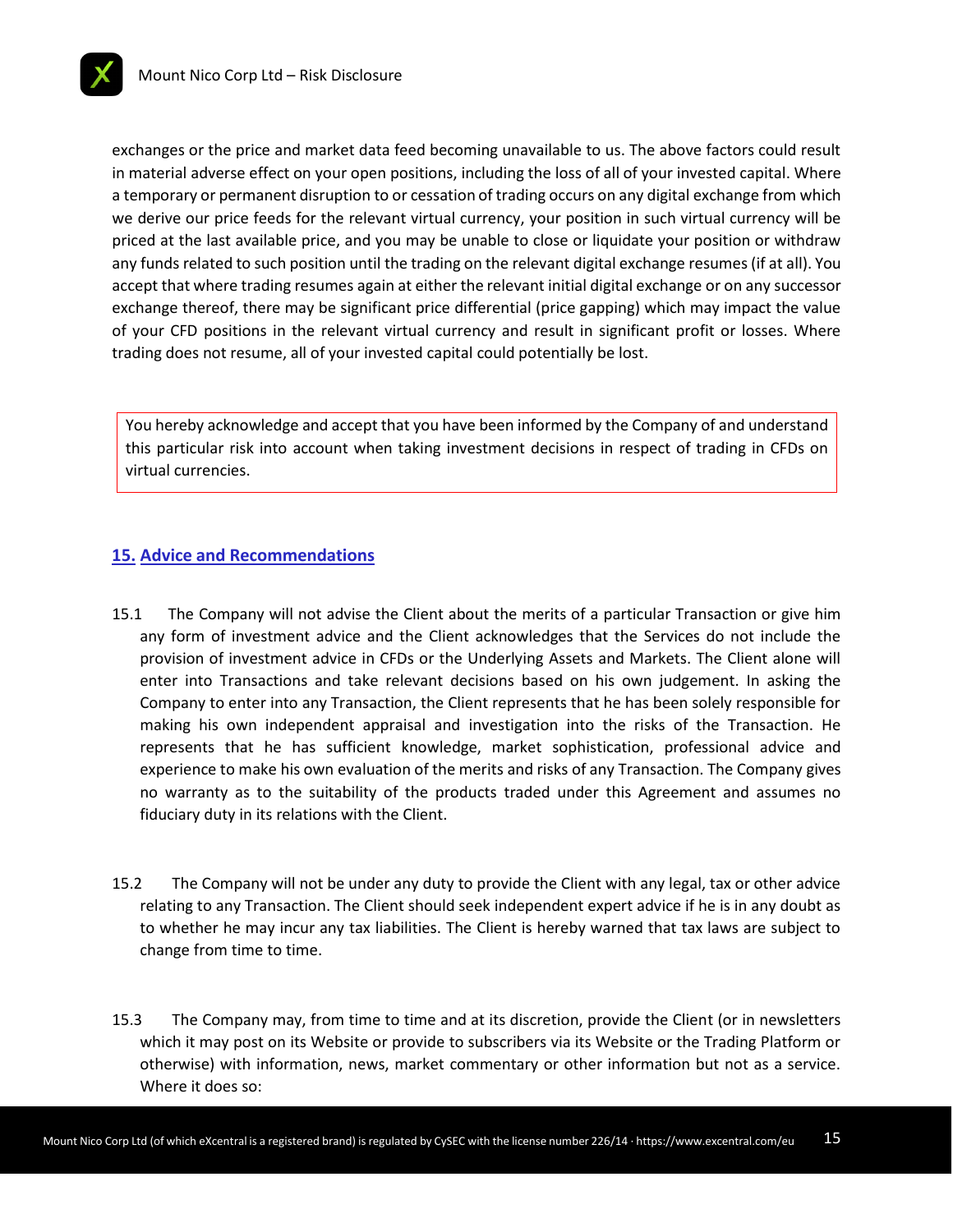exchanges or the price and market data feed becoming unavailable to us. The above factors could result in material adverse effect on your open positions, including the loss of all of your invested capital. Where a temporary or permanent disruption to or cessation of trading occurs on any digital exchange from which we derive our price feeds for the relevant virtual currency, your position in such virtual currency will be priced at the last available price, and you may be unable to close or liquidate your position or withdraw any funds related to such position until the trading on the relevant digital exchange resumes (if at all). You accept that where trading resumes again at either the relevant initial digital exchange or on any successor exchange thereof, there may be significant price differential (price gapping) which may impact the value of your CFD positions in the relevant virtual currency and result in significant profit or losses. Where trading does not resume, all of your invested capital could potentially be lost.

> You hereby acknowledge and accept that you have been informed by the Company of and understand this particular risk into account when taking investment decisions in respect of trading in CFDs on virtual currencies.

## 15. Advice and Recommendations

15.1 The Company will not advise the Client about the merits of a particular Transaction or give him any form of investment advice and the Client acknowledges that the Services do not include the provision of investment advice in CFDs or the Underlying Assets and Markets. The Client alone will enter into Transactions and take relevant decisions based on his own judgement. In asking the Company to enter into any Transaction, the Client represents that he has been solely responsible for making his own independent appraisal and investigation into the risks of the Transaction. He represents that he has sufficient knowledge, market sophistication, professional advice and experience to make his own evaluation of the merits and risks of any Transaction. The Company gives no warranty as to the suitability of the products traded under this Agreement and assumes no fiduciary duty in its relations with the Client.

15.2 The Company will not be under any duty to provide the Client with any legal, tax or other advice relating to any Transaction. The Client should seek independent expert advice if he is in any doubt as to whether he may incur any tax liabilities. The Client is hereby warned that tax laws are subject to change from time to time.

15.3 The Company may, from time to time and at its discretion, provide the Client (or in newsletters which it may post on its Website or provide to subscribers via its Website or the Trading Platform or otherwise) with information, news, market commentary or other information but not as a service. Where it does so: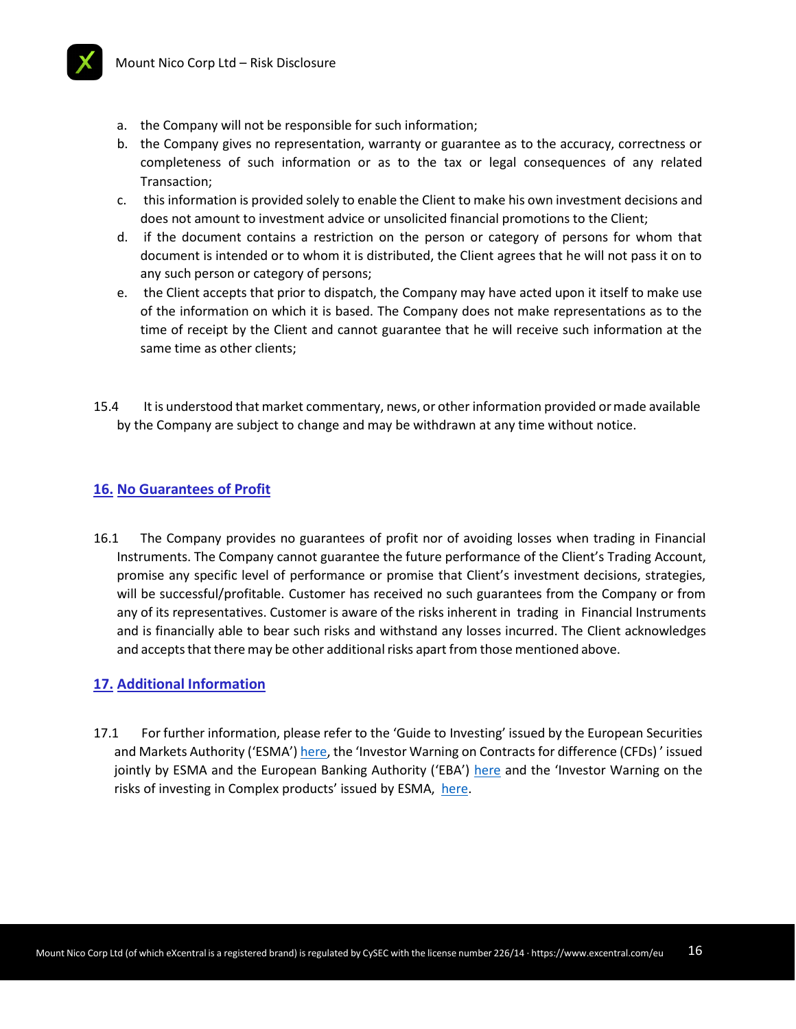a. the Company will not be responsible for such information;
b. the Company gives no representation, warranty or guarantee as to the accuracy, correctness or completeness of such information or as to the tax or legal consequences of any related Transaction;
c. this information is provided solely to enable the Client to make his own investment decisions and does not amount to investment advice or unsolicited financial promotions to the Client;
d. if the document contains a restriction on the person or category of persons for whom that document is intended or to whom it is distributed, the Client agrees that he will not pass it on to any such person or category of persons;
e. the Client accepts that prior to dispatch, the Company may have acted upon it itself to make use of the information on which it is based. The Company does not make representations as to the time of receipt by the Client and cannot guarantee that he will receive such information at the same time as other clients;

15.4 It is understood that market commentary, news, or other information provided or made available by the Company are subject to change and may be withdrawn at any time without notice.

## 16. No Guarantees of Profit

16.1 The Company provides no guarantees of profit nor of avoiding losses when trading in Financial Instruments. The Company cannot guarantee the future performance of the Client's Trading Account, promise any specific level of performance or promise that Client's investment decisions, strategies, will be successful/profitable. Customer has received no such guarantees from the Company or from any of its representatives. Customer is aware of the risks inherent in trading in Financial Instruments and is financially able to bear such risks and withstand any losses incurred. The Client acknowledges and accepts that there may be other additional risks apart from those mentioned above.

## 17. Additional Information

17.1 For further information, please refer to the 'Guide to Investing' issued by the European Securities and Markets Authority ('ESMA') here, the 'Investor Warning on Contracts for difference (CFDs)' issued jointly by ESMA and the European Banking Authority ('EBA') here and the 'Investor Warning on the risks of investing in Complex products' issued by ESMA, here.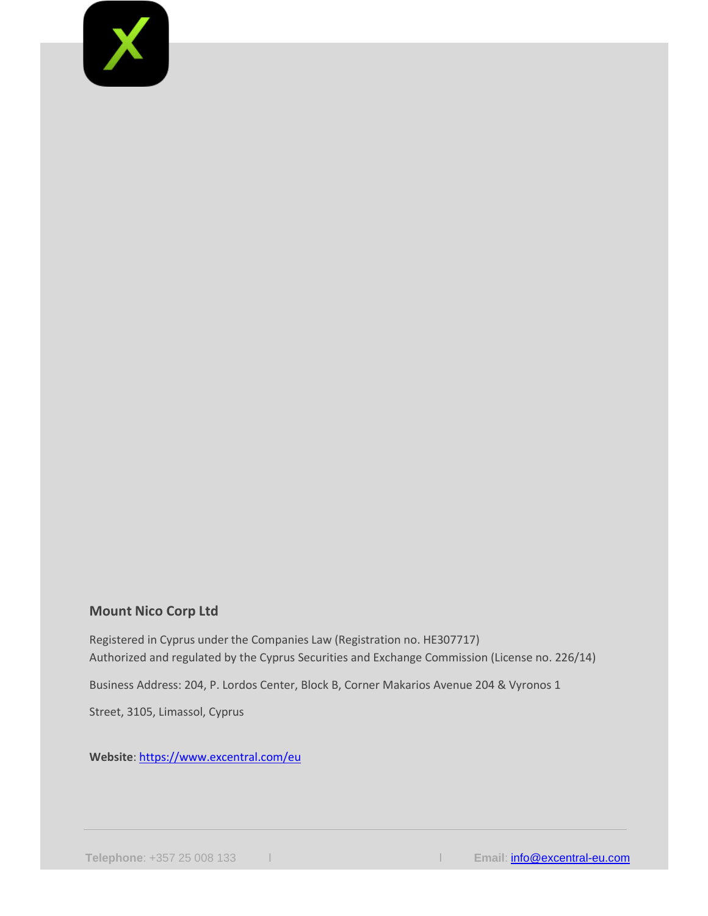**Mount Nico Corp Ltd**

Registered in Cyprus under the Companies Law (Registration no. HE307717)
Authorized and regulated by the Cyprus Securities and Exchange Commission (License no. 226/14)

Business Address: 204, P. Lordos Center, Block B, Corner Makarios Avenue 204 & Vyronos 1

Street, 3105, Limassol, Cyprus

**Website**: https://www.excentral.com/eu

**Telephone**: +357 25 008 133 | | **Email**: info@excentral-eu.com